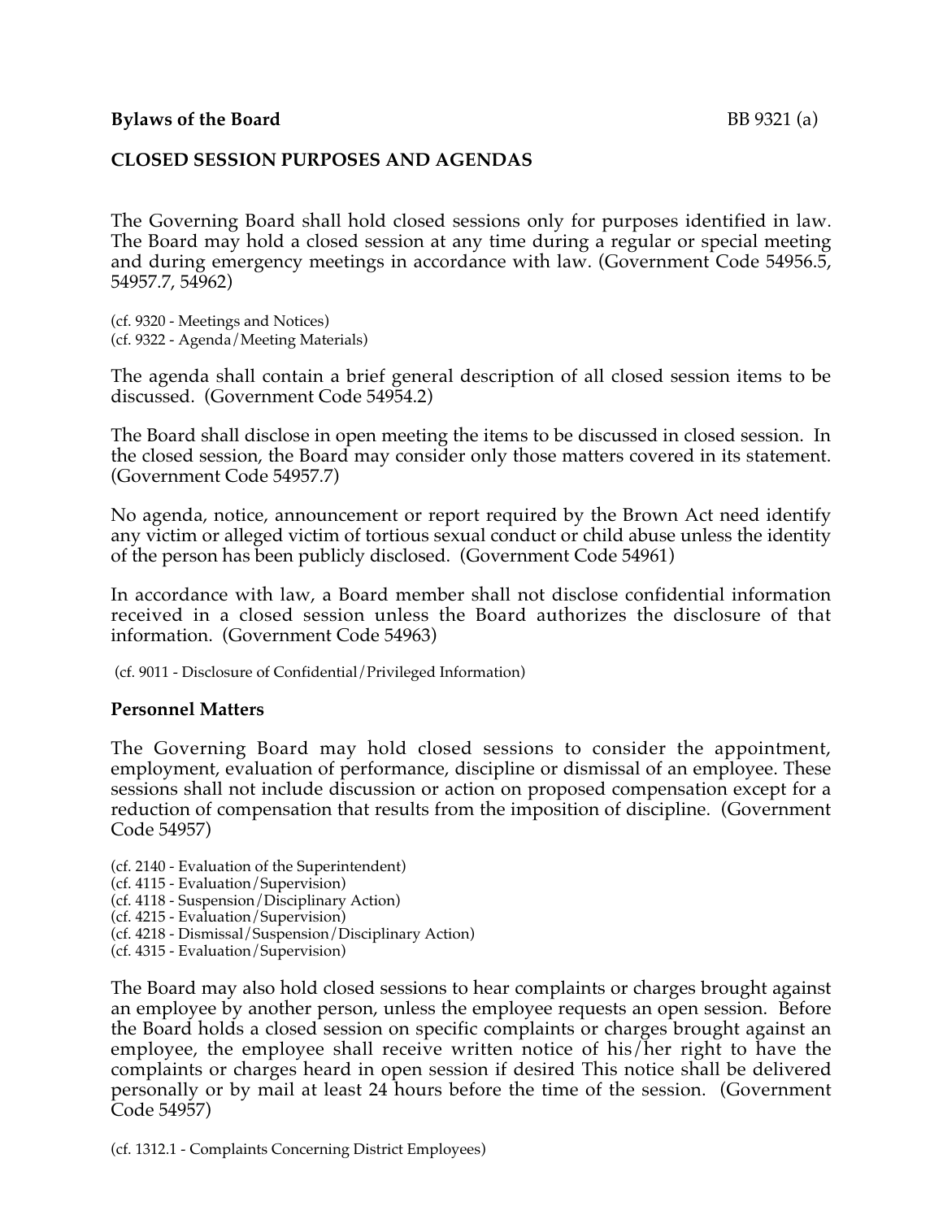**Bylaws of the Board** BB 9321 (a)

**CLOSED SESSION PURPOSES AND AGENDAS**

The Governing Board shall hold closed sessions only for purposes identified in law. The Board may hold a closed session at any time during a regular or special meeting and during emergency meetings in accordance with law. (Government Code 54956.5, 54957.7, 54962)

(cf. 9320 - Meetings and Notices)
(cf. 9322 - Agenda/Meeting Materials)

The agenda shall contain a brief general description of all closed session items to be discussed. (Government Code 54954.2)

The Board shall disclose in open meeting the items to be discussed in closed session. In the closed session, the Board may consider only those matters covered in its statement. (Government Code 54957.7)

No agenda, notice, announcement or report required by the Brown Act need identify any victim or alleged victim of tortious sexual conduct or child abuse unless the identity of the person has been publicly disclosed. (Government Code 54961)

In accordance with law, a Board member shall not disclose confidential information received in a closed session unless the Board authorizes the disclosure of that information. (Government Code 54963)

(cf. 9011 - Disclosure of Confidential/Privileged Information)

**Personnel Matters**

The Governing Board may hold closed sessions to consider the appointment, employment, evaluation of performance, discipline or dismissal of an employee. These sessions shall not include discussion or action on proposed compensation except for a reduction of compensation that results from the imposition of discipline. (Government Code 54957)

(cf. 2140 - Evaluation of the Superintendent)
(cf. 4115 - Evaluation/Supervision)
(cf. 4118 - Suspension/Disciplinary Action)
(cf. 4215 - Evaluation/Supervision)
(cf. 4218 - Dismissal/Suspension/Disciplinary Action)
(cf. 4315 - Evaluation/Supervision)

The Board may also hold closed sessions to hear complaints or charges brought against an employee by another person, unless the employee requests an open session. Before the Board holds a closed session on specific complaints or charges brought against an employee, the employee shall receive written notice of his/her right to have the complaints or charges heard in open session if desired This notice shall be delivered personally or by mail at least 24 hours before the time of the session. (Government Code 54957)

(cf. 1312.1 - Complaints Concerning District Employees)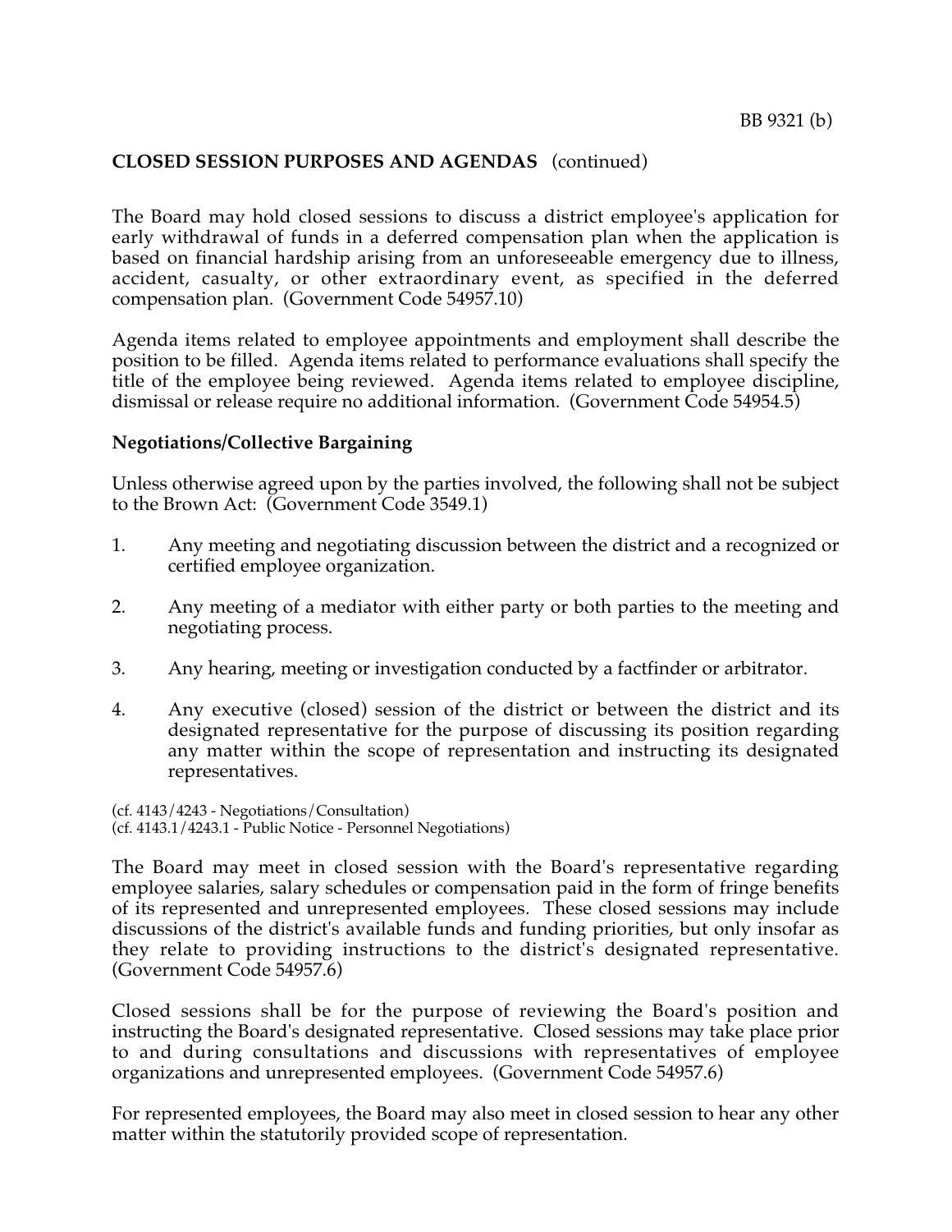**CLOSED SESSION PURPOSES AND AGENDAS** (continued)

The Board may hold closed sessions to discuss a district employee's application for early withdrawal of funds in a deferred compensation plan when the application is based on financial hardship arising from an unforeseeable emergency due to illness, accident, casualty, or other extraordinary event, as specified in the deferred compensation plan. (Government Code 54957.10)

Agenda items related to employee appointments and employment shall describe the position to be filled. Agenda items related to performance evaluations shall specify the title of the employee being reviewed. Agenda items related to employee discipline, dismissal or release require no additional information. (Government Code 54954.5)

**Negotiations/Collective Bargaining**

Unless otherwise agreed upon by the parties involved, the following shall not be subject to the Brown Act: (Government Code 3549.1)

1. Any meeting and negotiating discussion between the district and a recognized or certified employee organization.

2. Any meeting of a mediator with either party or both parties to the meeting and negotiating process.

3. Any hearing, meeting or investigation conducted by a factfinder or arbitrator.

4. Any executive (closed) session of the district or between the district and its designated representative for the purpose of discussing its position regarding any matter within the scope of representation and instructing its designated representatives.

(cf. 4143/4243 - Negotiations/Consultation)
(cf. 4143.1/4243.1 - Public Notice - Personnel Negotiations)

The Board may meet in closed session with the Board's representative regarding employee salaries, salary schedules or compensation paid in the form of fringe benefits of its represented and unrepresented employees. These closed sessions may include discussions of the district's available funds and funding priorities, but only insofar as they relate to providing instructions to the district's designated representative. (Government Code 54957.6)

Closed sessions shall be for the purpose of reviewing the Board's position and instructing the Board's designated representative. Closed sessions may take place prior to and during consultations and discussions with representatives of employee organizations and unrepresented employees. (Government Code 54957.6)

For represented employees, the Board may also meet in closed session to hear any other matter within the statutorily provided scope of representation.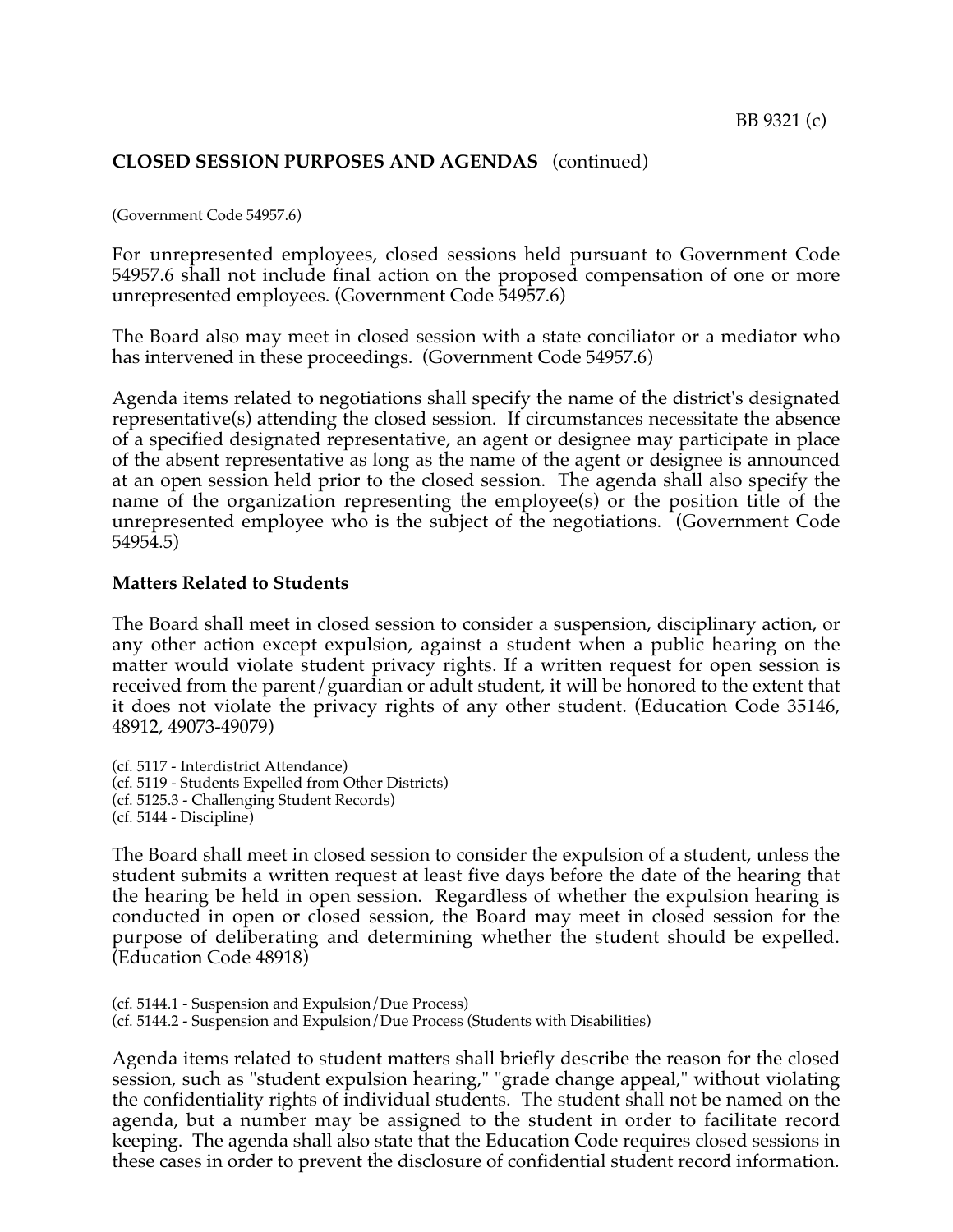**CLOSED SESSION PURPOSES AND AGENDAS** (continued)

(Government Code 54957.6)

For unrepresented employees, closed sessions held pursuant to Government Code 54957.6 shall not include final action on the proposed compensation of one or more unrepresented employees. (Government Code 54957.6)

The Board also may meet in closed session with a state conciliator or a mediator who has intervened in these proceedings. (Government Code 54957.6)

Agenda items related to negotiations shall specify the name of the district's designated representative(s) attending the closed session. If circumstances necessitate the absence of a specified designated representative, an agent or designee may participate in place of the absent representative as long as the name of the agent or designee is announced at an open session held prior to the closed session. The agenda shall also specify the name of the organization representing the employee(s) or the position title of the unrepresented employee who is the subject of the negotiations. (Government Code 54954.5)

**Matters Related to Students**

The Board shall meet in closed session to consider a suspension, disciplinary action, or any other action except expulsion, against a student when a public hearing on the matter would violate student privacy rights. If a written request for open session is received from the parent/guardian or adult student, it will be honored to the extent that it does not violate the privacy rights of any other student. (Education Code 35146, 48912, 49073-49079)

(cf. 5117 - Interdistrict Attendance)
(cf. 5119 - Students Expelled from Other Districts)
(cf. 5125.3 - Challenging Student Records)
(cf. 5144 - Discipline)

The Board shall meet in closed session to consider the expulsion of a student, unless the student submits a written request at least five days before the date of the hearing that the hearing be held in open session. Regardless of whether the expulsion hearing is conducted in open or closed session, the Board may meet in closed session for the purpose of deliberating and determining whether the student should be expelled. (Education Code 48918)

(cf. 5144.1 - Suspension and Expulsion/Due Process)
(cf. 5144.2 - Suspension and Expulsion/Due Process (Students with Disabilities))

Agenda items related to student matters shall briefly describe the reason for the closed session, such as "student expulsion hearing," "grade change appeal," without violating the confidentiality rights of individual students. The student shall not be named on the agenda, but a number may be assigned to the student in order to facilitate record keeping. The agenda shall also state that the Education Code requires closed sessions in these cases in order to prevent the disclosure of confidential student record information.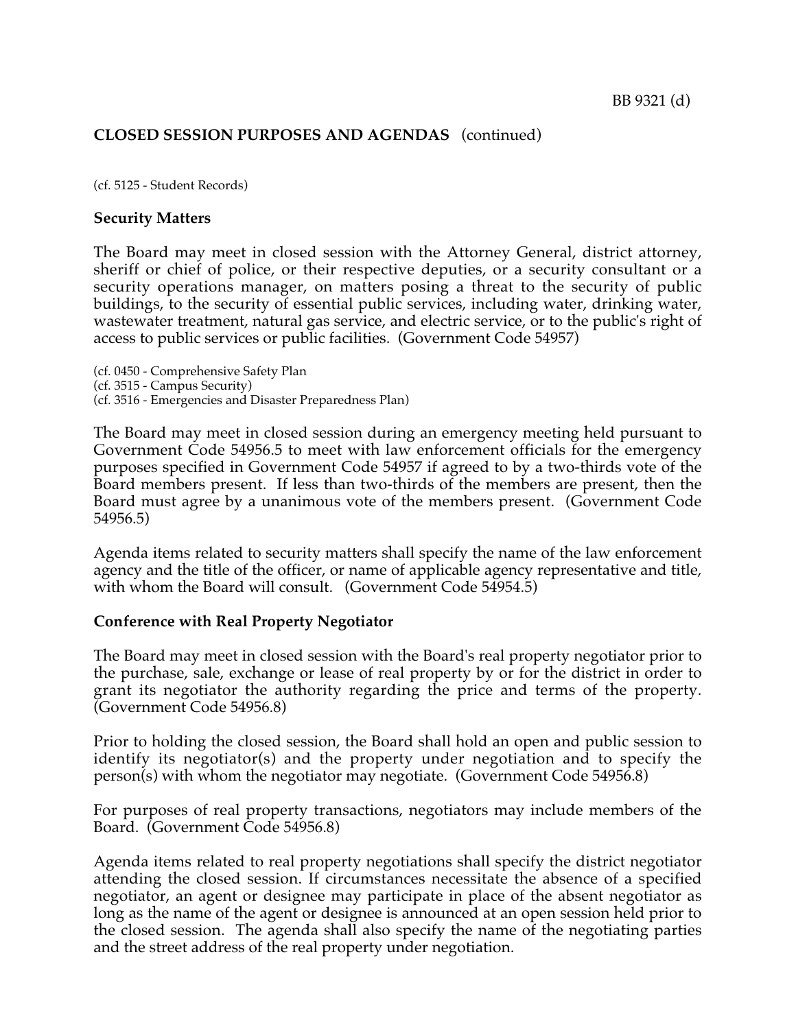(cf. 5125 - Student Records)

**Security Matters**

The Board may meet in closed session with the Attorney General, district attorney, sheriff or chief of police, or their respective deputies, or a security consultant or a security operations manager, on matters posing a threat to the security of public buildings, to the security of essential public services, including water, drinking water, wastewater treatment, natural gas service, and electric service, or to the public's right of access to public services or public facilities. (Government Code 54957)

(cf. 0450 - Comprehensive Safety Plan)
(cf. 3515 - Campus Security)
(cf. 3516 - Emergencies and Disaster Preparedness Plan)

The Board may meet in closed session during an emergency meeting held pursuant to Government Code 54956.5 to meet with law enforcement officials for the emergency purposes specified in Government Code 54957 if agreed to by a two-thirds vote of the Board members present. If less than two-thirds of the members are present, then the Board must agree by a unanimous vote of the members present. (Government Code 54956.5)

Agenda items related to security matters shall specify the name of the law enforcement agency and the title of the officer, or name of applicable agency representative and title, with whom the Board will consult. (Government Code 54954.5)

**Conference with Real Property Negotiator**

The Board may meet in closed session with the Board's real property negotiator prior to the purchase, sale, exchange or lease of real property by or for the district in order to grant its negotiator the authority regarding the price and terms of the property. (Government Code 54956.8)

Prior to holding the closed session, the Board shall hold an open and public session to identify its negotiator(s) and the property under negotiation and to specify the person(s) with whom the negotiator may negotiate. (Government Code 54956.8)

For purposes of real property transactions, negotiators may include members of the Board. (Government Code 54956.8)

Agenda items related to real property negotiations shall specify the district negotiator attending the closed session. If circumstances necessitate the absence of a specified negotiator, an agent or designee may participate in place of the absent negotiator as long as the name of the agent or designee is announced at an open session held prior to the closed session. The agenda shall also specify the name of the negotiating parties and the street address of the real property under negotiation.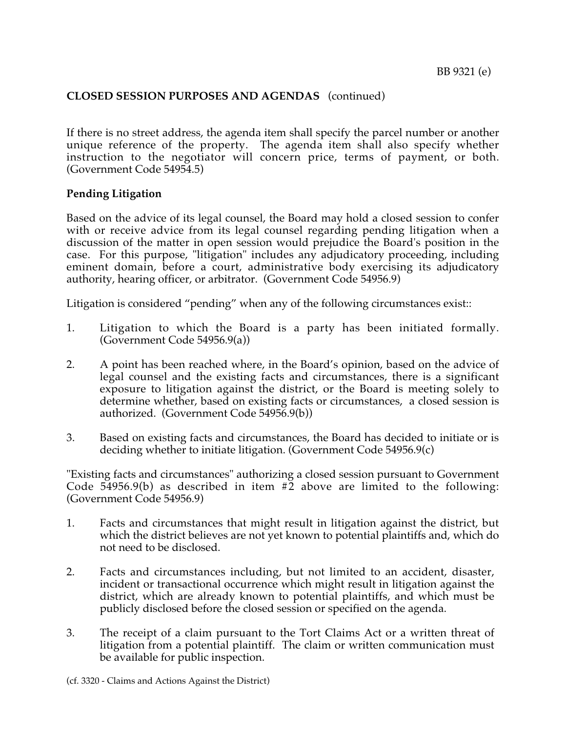**CLOSED SESSION PURPOSES AND AGENDAS** (continued)

If there is no street address, the agenda item shall specify the parcel number or another unique reference of the property. The agenda item shall also specify whether instruction to the negotiator will concern price, terms of payment, or both. (Government Code 54954.5)

**Pending Litigation**

Based on the advice of its legal counsel, the Board may hold a closed session to confer with or receive advice from its legal counsel regarding pending litigation when a discussion of the matter in open session would prejudice the Board's position in the case. For this purpose, "litigation" includes any adjudicatory proceeding, including eminent domain, before a court, administrative body exercising its adjudicatory authority, hearing officer, or arbitrator. (Government Code 54956.9)

Litigation is considered "pending" when any of the following circumstances exist::

1. Litigation to which the Board is a party has been initiated formally. (Government Code 54956.9(a))

2. A point has been reached where, in the Board's opinion, based on the advice of legal counsel and the existing facts and circumstances, there is a significant exposure to litigation against the district, or the Board is meeting solely to determine whether, based on existing facts or circumstances, a closed session is authorized. (Government Code 54956.9(b))

3. Based on existing facts and circumstances, the Board has decided to initiate or is deciding whether to initiate litigation. (Government Code 54956.9(c)

"Existing facts and circumstances" authorizing a closed session pursuant to Government Code 54956.9(b) as described in item #2 above are limited to the following: (Government Code 54956.9)

1. Facts and circumstances that might result in litigation against the district, but which the district believes are not yet known to potential plaintiffs and, which do not need to be disclosed.

2. Facts and circumstances including, but not limited to an accident, disaster, incident or transactional occurrence which might result in litigation against the district, which are already known to potential plaintiffs, and which must be publicly disclosed before the closed session or specified on the agenda.

3. The receipt of a claim pursuant to the Tort Claims Act or a written threat of litigation from a potential plaintiff. The claim or written communication must be available for public inspection.

(cf. 3320 - Claims and Actions Against the District)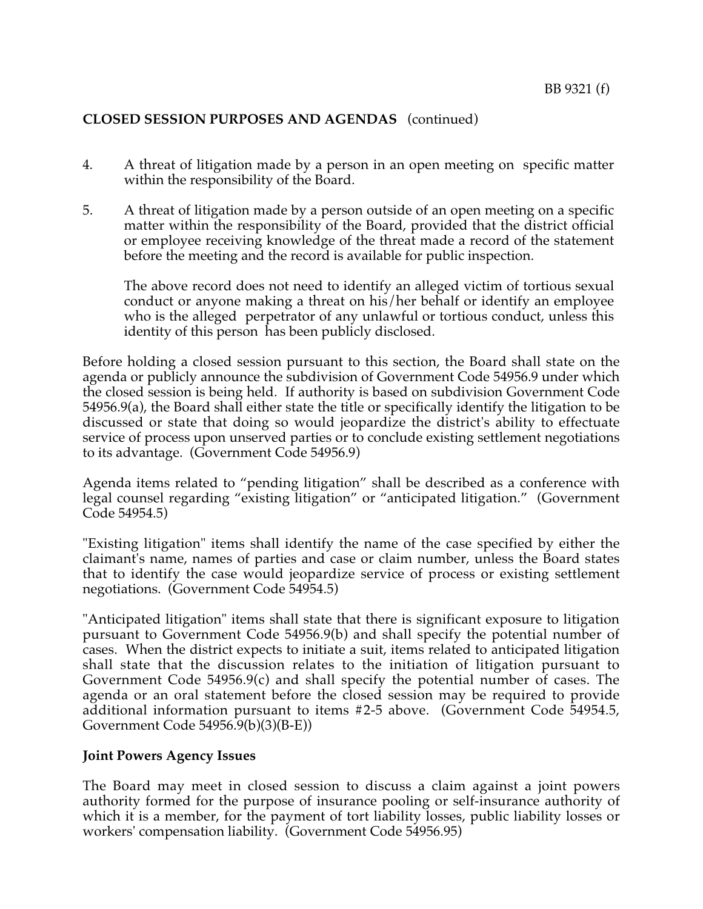**CLOSED SESSION PURPOSES AND AGENDAS** (continued)

4. A threat of litigation made by a person in an open meeting on specific matter within the responsibility of the Board.

5. A threat of litigation made by a person outside of an open meeting on a specific matter within the responsibility of the Board, provided that the district official or employee receiving knowledge of the threat made a record of the statement before the meeting and the record is available for public inspection.

   The above record does not need to identify an alleged victim of tortious sexual conduct or anyone making a threat on his/her behalf or identify an employee who is the alleged perpetrator of any unlawful or tortious conduct, unless this identity of this person has been publicly disclosed.

Before holding a closed session pursuant to this section, the Board shall state on the agenda or publicly announce the subdivision of Government Code 54956.9 under which the closed session is being held. If authority is based on subdivision Government Code 54956.9(a), the Board shall either state the title or specifically identify the litigation to be discussed or state that doing so would jeopardize the district's ability to effectuate service of process upon unserved parties or to conclude existing settlement negotiations to its advantage. (Government Code 54956.9)

Agenda items related to "pending litigation" shall be described as a conference with legal counsel regarding "existing litigation" or "anticipated litigation." (Government Code 54954.5)

"Existing litigation" items shall identify the name of the case specified by either the claimant's name, names of parties and case or claim number, unless the Board states that to identify the case would jeopardize service of process or existing settlement negotiations. (Government Code 54954.5)

"Anticipated litigation" items shall state that there is significant exposure to litigation pursuant to Government Code 54956.9(b) and shall specify the potential number of cases. When the district expects to initiate a suit, items related to anticipated litigation shall state that the discussion relates to the initiation of litigation pursuant to Government Code 54956.9(c) and shall specify the potential number of cases. The agenda or an oral statement before the closed session may be required to provide additional information pursuant to items #2-5 above. (Government Code 54954.5, Government Code 54956.9(b)(3)(B-E))

**Joint Powers Agency Issues**

The Board may meet in closed session to discuss a claim against a joint powers authority formed for the purpose of insurance pooling or self-insurance authority of which it is a member, for the payment of tort liability losses, public liability losses or workers' compensation liability. (Government Code 54956.95)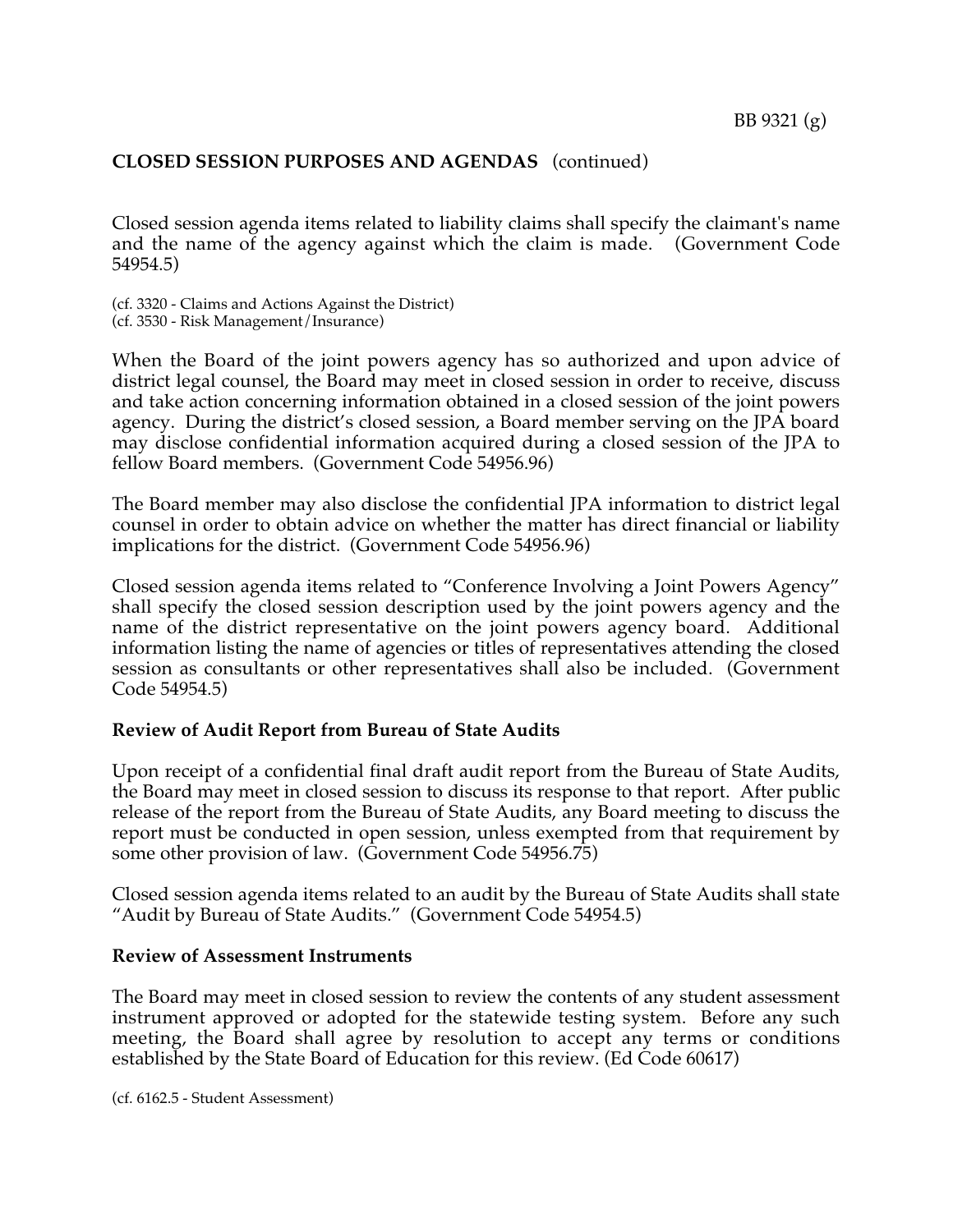**CLOSED SESSION PURPOSES AND AGENDAS** (continued)

Closed session agenda items related to liability claims shall specify the claimant's name and the name of the agency against which the claim is made. (Government Code 54954.5)

(cf. 3320 - Claims and Actions Against the District)
(cf. 3530 - Risk Management/Insurance)

When the Board of the joint powers agency has so authorized and upon advice of district legal counsel, the Board may meet in closed session in order to receive, discuss and take action concerning information obtained in a closed session of the joint powers agency. During the district's closed session, a Board member serving on the JPA board may disclose confidential information acquired during a closed session of the JPA to fellow Board members. (Government Code 54956.96)

The Board member may also disclose the confidential JPA information to district legal counsel in order to obtain advice on whether the matter has direct financial or liability implications for the district. (Government Code 54956.96)

Closed session agenda items related to "Conference Involving a Joint Powers Agency" shall specify the closed session description used by the joint powers agency and the name of the district representative on the joint powers agency board. Additional information listing the name of agencies or titles of representatives attending the closed session as consultants or other representatives shall also be included. (Government Code 54954.5)

**Review of Audit Report from Bureau of State Audits**

Upon receipt of a confidential final draft audit report from the Bureau of State Audits, the Board may meet in closed session to discuss its response to that report. After public release of the report from the Bureau of State Audits, any Board meeting to discuss the report must be conducted in open session, unless exempted from that requirement by some other provision of law. (Government Code 54956.75)

Closed session agenda items related to an audit by the Bureau of State Audits shall state "Audit by Bureau of State Audits." (Government Code 54954.5)

**Review of Assessment Instruments**

The Board may meet in closed session to review the contents of any student assessment instrument approved or adopted for the statewide testing system. Before any such meeting, the Board shall agree by resolution to accept any terms or conditions established by the State Board of Education for this review. (Ed Code 60617)

(cf. 6162.5 - Student Assessment)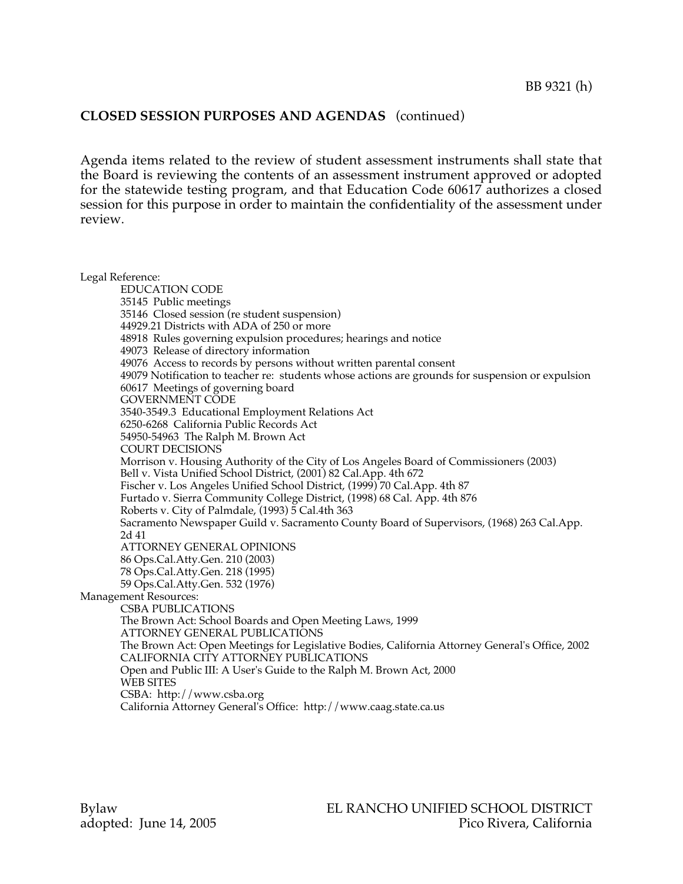## CLOSED SESSION PURPOSES AND AGENDAS (continued)

Agenda items related to the review of student assessment instruments shall state that the Board is reviewing the contents of an assessment instrument approved or adopted for the statewide testing program, and that Education Code 60617 authorizes a closed session for this purpose in order to maintain the confidentiality of the assessment under review.

Legal Reference:

EDUCATION CODE
35145 Public meetings
35146 Closed session (re student suspension)
44929.21 Districts with ADA of 250 or more
48918 Rules governing expulsion procedures; hearings and notice
49073 Release of directory information
49076 Access to records by persons without written parental consent
49079 Notification to teacher re: students whose actions are grounds for suspension or expulsion
60617 Meetings of governing board

GOVERNMENT CODE
3540-3549.3 Educational Employment Relations Act
6250-6268 California Public Records Act
54950-54963 The Ralph M. Brown Act

COURT DECISIONS
Morrison v. Housing Authority of the City of Los Angeles Board of Commissioners (2003)
Bell v. Vista Unified School District, (2001) 82 Cal.App. 4th 672
Fischer v. Los Angeles Unified School District, (1999) 70 Cal.App. 4th 87
Furtado v. Sierra Community College District, (1998) 68 Cal. App. 4th 876
Roberts v. City of Palmdale, (1993) 5 Cal.4th 363
Sacramento Newspaper Guild v. Sacramento County Board of Supervisors, (1968) 263 Cal.App. 2d 41

ATTORNEY GENERAL OPINIONS
86 Ops.Cal.Atty.Gen. 210 (2003)
78 Ops.Cal.Atty.Gen. 218 (1995)
59 Ops.Cal.Atty.Gen. 532 (1976)

Management Resources:

CSBA PUBLICATIONS
The Brown Act: School Boards and Open Meeting Laws, 1999

ATTORNEY GENERAL PUBLICATIONS
The Brown Act: Open Meetings for Legislative Bodies, California Attorney General's Office, 2002

CALIFORNIA CITY ATTORNEY PUBLICATIONS
Open and Public III: A User's Guide to the Ralph M. Brown Act, 2000

WEB SITES
CSBA: http://www.csba.org
California Attorney General's Office: http://www.caag.state.ca.us

Bylaw
adopted: June 14, 2005

EL RANCHO UNIFIED SCHOOL DISTRICT
Pico Rivera, California